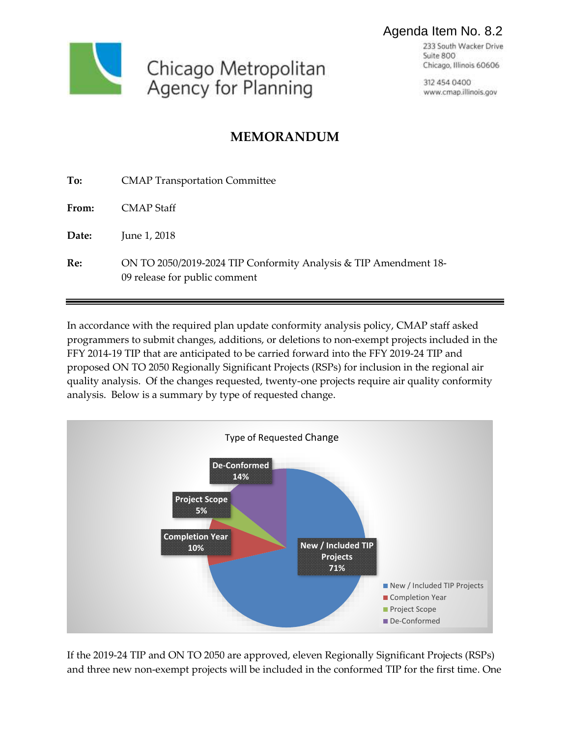Agenda Item No. 8.2

Chicago Metropolitan Agency for Planning

233 South Wacker Drive
Suite 800
Chicago, Illinois 60606

312 454 0400
www.cmap.illinois.gov

# MEMORANDUM

**To:** CMAP Transportation Committee

**From:** CMAP Staff

**Date:** June 1, 2018

**Re:** ON TO 2050/2019-2024 TIP Conformity Analysis & TIP Amendment 18-09 release for public comment

---

In accordance with the required plan update conformity analysis policy, CMAP staff asked programmers to submit changes, additions, or deletions to non-exempt projects included in the FFY 2014-19 TIP that are anticipated to be carried forward into the FFY 2019-24 TIP and proposed ON TO 2050 Regionally Significant Projects (RSPs) for inclusion in the regional air quality analysis. Of the changes requested, twenty-one projects require air quality conformity analysis. Below is a summary by type of requested change.

Type of Requested Change

| Type | Percent |
|---|---|
| New / Included TIP Projects | 71% |
| Completion Year | 10% |
| Project Scope | 5% |
| De-Conformed | 14% |

If the 2019-24 TIP and ON TO 2050 are approved, eleven Regionally Significant Projects (RSPs) and three new non-exempt projects will be included in the conformed TIP for the first time. One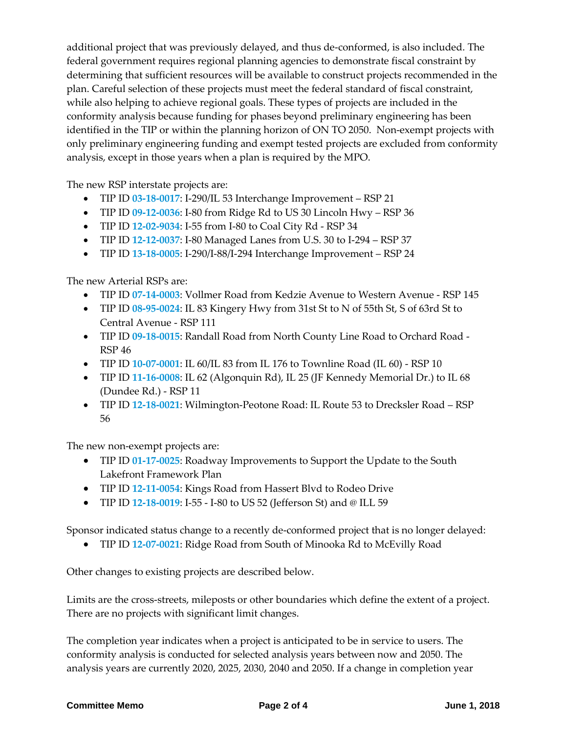additional project that was previously delayed, and thus de-conformed, is also included. The federal government requires regional planning agencies to demonstrate fiscal constraint by determining that sufficient resources will be available to construct projects recommended in the plan. Careful selection of these projects must meet the federal standard of fiscal constraint, while also helping to achieve regional goals. These types of projects are included in the conformity analysis because funding for phases beyond preliminary engineering has been identified in the TIP or within the planning horizon of ON TO 2050. Non-exempt projects with only preliminary engineering funding and exempt tested projects are excluded from conformity analysis, except in those years when a plan is required by the MPO.

The new RSP interstate projects are:

- TIP ID **03-18-0017**: I-290/IL 53 Interchange Improvement – RSP 21
- TIP ID **09-12-0036**: I-80 from Ridge Rd to US 30 Lincoln Hwy – RSP 36
- TIP ID **12-02-9034**: I-55 from I-80 to Coal City Rd - RSP 34
- TIP ID **12-12-0037**: I-80 Managed Lanes from U.S. 30 to I-294 – RSP 37
- TIP ID **13-18-0005**: I-290/I-88/I-294 Interchange Improvement – RSP 24

The new Arterial RSPs are:

- TIP ID **07-14-0003**: Vollmer Road from Kedzie Avenue to Western Avenue - RSP 145
- TIP ID **08-95-0024**: IL 83 Kingery Hwy from 31st St to N of 55th St, S of 63rd St to Central Avenue - RSP 111
- TIP ID **09-18-0015**: Randall Road from North County Line Road to Orchard Road - RSP 46
- TIP ID **10-07-0001**: IL 60/IL 83 from IL 176 to Townline Road (IL 60) - RSP 10
- TIP ID **11-16-0008**: IL 62 (Algonquin Rd), IL 25 (JF Kennedy Memorial Dr.) to IL 68 (Dundee Rd.) - RSP 11
- TIP ID **12-18-0021**: Wilmington-Peotone Road: IL Route 53 to Drecksler Road – RSP 56

The new non-exempt projects are:

- TIP ID **01-17-0025**: Roadway Improvements to Support the Update to the South Lakefront Framework Plan
- TIP ID **12-11-0054**: Kings Road from Hassert Blvd to Rodeo Drive
- TIP ID **12-18-0019**: I-55 - I-80 to US 52 (Jefferson St) and @ ILL 59

Sponsor indicated status change to a recently de-conformed project that is no longer delayed:

- TIP ID **12-07-0021**: Ridge Road from South of Minooka Rd to McEvilly Road

Other changes to existing projects are described below.

Limits are the cross-streets, mileposts or other boundaries which define the extent of a project. There are no projects with significant limit changes.

The completion year indicates when a project is anticipated to be in service to users. The conformity analysis is conducted for selected analysis years between now and 2050. The analysis years are currently 2020, 2025, 2030, 2040 and 2050. If a change in completion year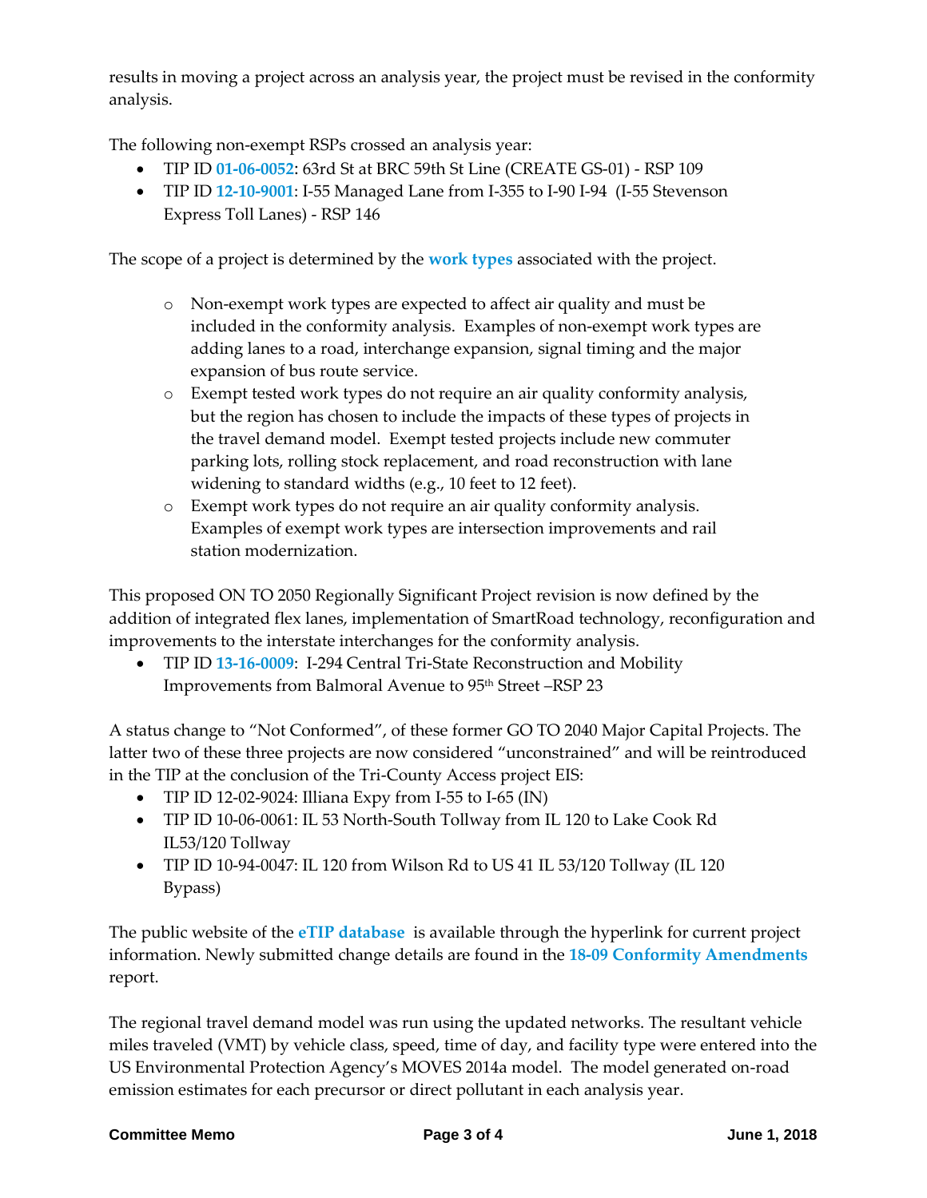results in moving a project across an analysis year, the project must be revised in the conformity analysis.

The following non-exempt RSPs crossed an analysis year:

- TIP ID **01-06-0052**: 63rd St at BRC 59th St Line (CREATE GS-01) - RSP 109
- TIP ID **12-10-9001**: I-55 Managed Lane from I-355 to I-90 I-94 (I-55 Stevenson Express Toll Lanes) - RSP 146

The scope of a project is determined by the **work types** associated with the project.

- Non-exempt work types are expected to affect air quality and must be included in the conformity analysis. Examples of non-exempt work types are adding lanes to a road, interchange expansion, signal timing and the major expansion of bus route service.
- Exempt tested work types do not require an air quality conformity analysis, but the region has chosen to include the impacts of these types of projects in the travel demand model. Exempt tested projects include new commuter parking lots, rolling stock replacement, and road reconstruction with lane widening to standard widths (e.g., 10 feet to 12 feet).
- Exempt work types do not require an air quality conformity analysis. Examples of exempt work types are intersection improvements and rail station modernization.

This proposed ON TO 2050 Regionally Significant Project revision is now defined by the addition of integrated flex lanes, implementation of SmartRoad technology, reconfiguration and improvements to the interstate interchanges for the conformity analysis.

- TIP ID **13-16-0009**: I-294 Central Tri-State Reconstruction and Mobility Improvements from Balmoral Avenue to 95th Street –RSP 23

A status change to "Not Conformed", of these former GO TO 2040 Major Capital Projects. The latter two of these three projects are now considered "unconstrained" and will be reintroduced in the TIP at the conclusion of the Tri-County Access project EIS:

- TIP ID 12-02-9024: Illiana Expy from I-55 to I-65 (IN)
- TIP ID 10-06-0061: IL 53 North-South Tollway from IL 120 to Lake Cook Rd IL53/120 Tollway
- TIP ID 10-94-0047: IL 120 from Wilson Rd to US 41 IL 53/120 Tollway (IL 120 Bypass)

The public website of the **eTIP database** is available through the hyperlink for current project information. Newly submitted change details are found in the **18-09 Conformity Amendments** report.

The regional travel demand model was run using the updated networks. The resultant vehicle miles traveled (VMT) by vehicle class, speed, time of day, and facility type were entered into the US Environmental Protection Agency's MOVES 2014a model. The model generated on-road emission estimates for each precursor or direct pollutant in each analysis year.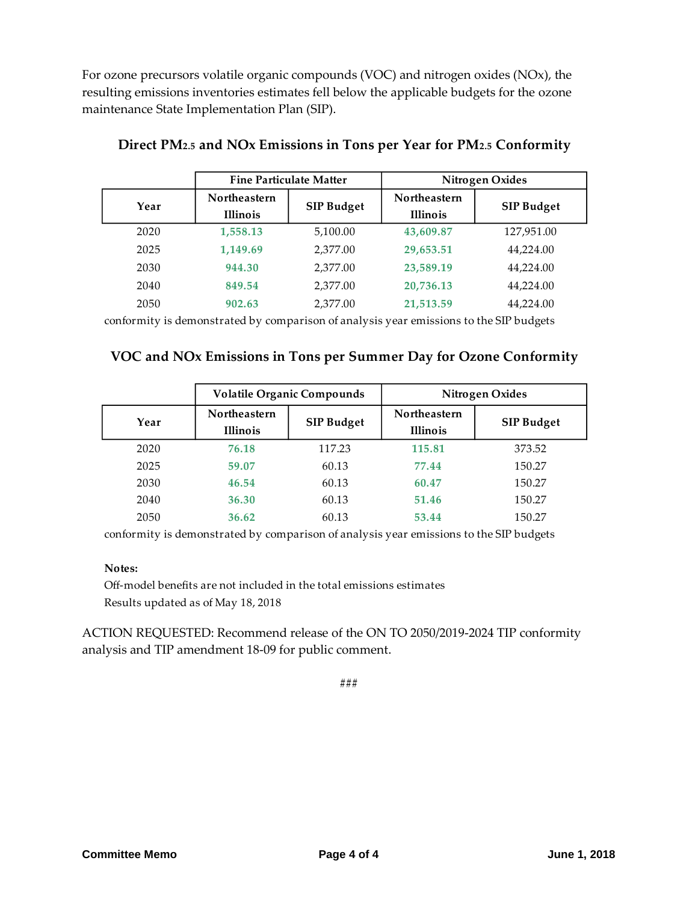For ozone precursors volatile organic compounds (VOC) and nitrogen oxides (NOx), the resulting emissions inventories estimates fell below the applicable budgets for the ozone maintenance State Implementation Plan (SIP).

### Direct $PM_{2.5}$ and NOx Emissions in Tons per Year for $PM_{2.5}$ Conformity

| | Fine Particulate Matter | | Nitrogen Oxides | |
|---|---|---|---|---|
| Year | Northeastern Illinois | SIP Budget | Northeastern Illinois | SIP Budget |
| 2020 | **1,558.13** | 5,100.00 | **43,609.87** | 127,951.00 |
| 2025 | **1,149.69** | 2,377.00 | **29,653.51** | 44,224.00 |
| 2030 | **944.30** | 2,377.00 | **23,589.19** | 44,224.00 |
| 2040 | **849.54** | 2,377.00 | **20,736.13** | 44,224.00 |
| 2050 | **902.63** | 2,377.00 | **21,513.59** | 44,224.00 |

conformity is demonstrated by comparison of analysis year emissions to the SIP budgets

### VOC and NOx Emissions in Tons per Summer Day for Ozone Conformity

| | Volatile Organic Compounds | | Nitrogen Oxides | |
|---|---|---|---|---|
| Year | Northeastern Illinois | SIP Budget | Northeastern Illinois | SIP Budget |
| 2020 | **76.18** | 117.23 | **115.81** | 373.52 |
| 2025 | **59.07** | 60.13 | **77.44** | 150.27 |
| 2030 | **46.54** | 60.13 | **60.47** | 150.27 |
| 2040 | **36.30** | 60.13 | **51.46** | 150.27 |
| 2050 | **36.62** | 60.13 | **53.44** | 150.27 |

conformity is demonstrated by comparison of analysis year emissions to the SIP budgets

**Notes:**

Off-model benefits are not included in the total emissions estimates

Results updated as of May 18, 2018

ACTION REQUESTED: Recommend release of the ON TO 2050/2019-2024 TIP conformity analysis and TIP amendment 18-09 for public comment.

###